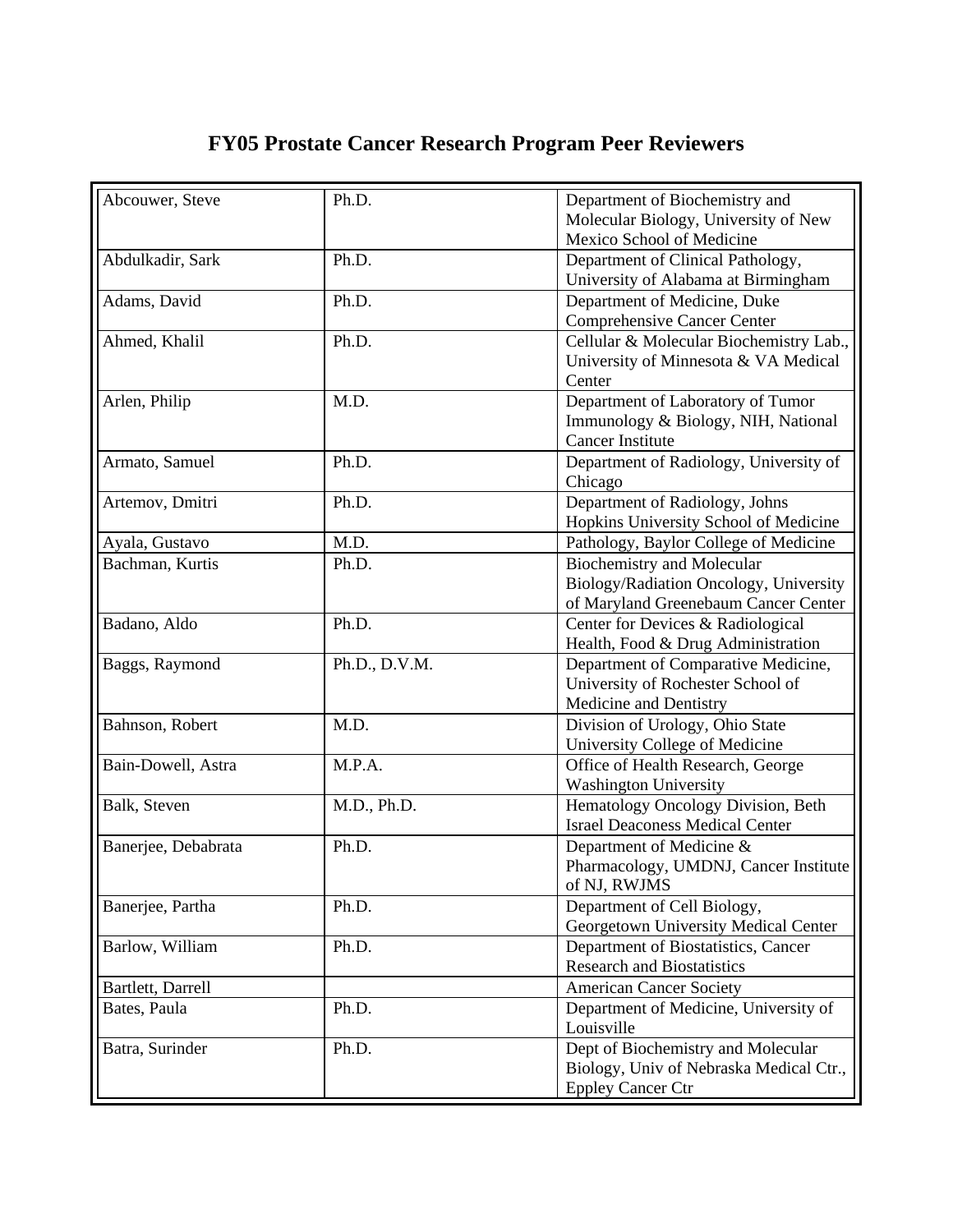# FY05 Prostate Cancer Research Program Peer Reviewers

| | | |
|---|---|---|
| Abcouwer, Steve | Ph.D. | Department of Biochemistry and Molecular Biology, University of New Mexico School of Medicine |
| Abdulkadir, Sark | Ph.D. | Department of Clinical Pathology, University of Alabama at Birmingham |
| Adams, David | Ph.D. | Department of Medicine, Duke Comprehensive Cancer Center |
| Ahmed, Khalil | Ph.D. | Cellular & Molecular Biochemistry Lab., University of Minnesota & VA Medical Center |
| Arlen, Philip | M.D. | Department of Laboratory of Tumor Immunology & Biology, NIH, National Cancer Institute |
| Armato, Samuel | Ph.D. | Department of Radiology, University of Chicago |
| Artemov, Dmitri | Ph.D. | Department of Radiology, Johns Hopkins University School of Medicine |
| Ayala, Gustavo | M.D. | Pathology, Baylor College of Medicine |
| Bachman, Kurtis | Ph.D. | Biochemistry and Molecular Biology/Radiation Oncology, University of Maryland Greenebaum Cancer Center |
| Badano, Aldo | Ph.D. | Center for Devices & Radiological Health, Food & Drug Administration |
| Baggs, Raymond | Ph.D., D.V.M. | Department of Comparative Medicine, University of Rochester School of Medicine and Dentistry |
| Bahnson, Robert | M.D. | Division of Urology, Ohio State University College of Medicine |
| Bain-Dowell, Astra | M.P.A. | Office of Health Research, George Washington University |
| Balk, Steven | M.D., Ph.D. | Hematology Oncology Division, Beth Israel Deaconess Medical Center |
| Banerjee, Debabrata | Ph.D. | Department of Medicine & Pharmacology, UMDNJ, Cancer Institute of NJ, RWJMS |
| Banerjee, Partha | Ph.D. | Department of Cell Biology, Georgetown University Medical Center |
| Barlow, William | Ph.D. | Department of Biostatistics, Cancer Research and Biostatistics |
| Bartlett, Darrell | | American Cancer Society |
| Bates, Paula | Ph.D. | Department of Medicine, University of Louisville |
| Batra, Surinder | Ph.D. | Dept of Biochemistry and Molecular Biology, Univ of Nebraska Medical Ctr., Eppley Cancer Ctr |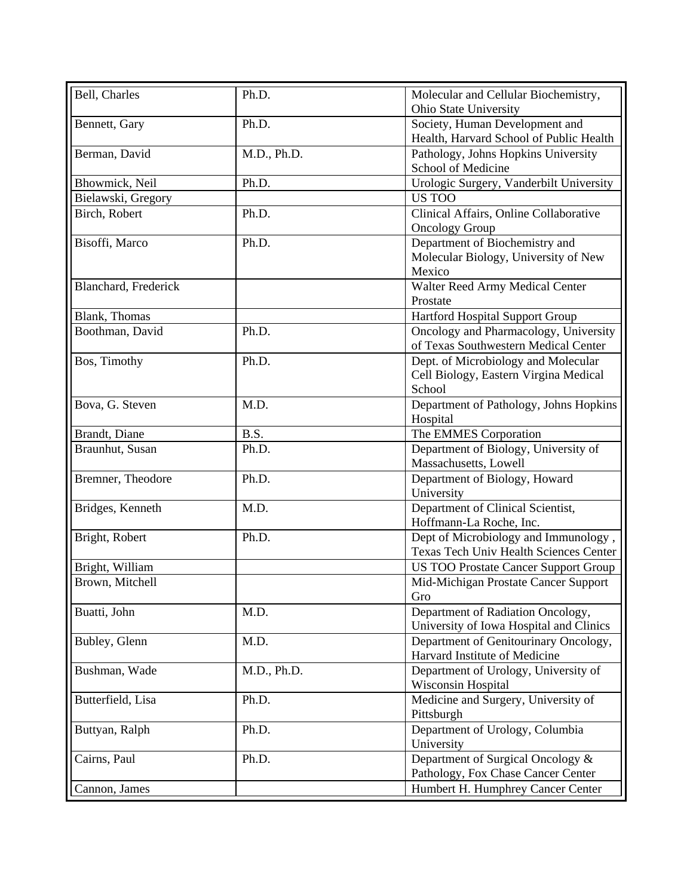| | | |
|---|---|---|
| Bell, Charles | Ph.D. | Molecular and Cellular Biochemistry, Ohio State University |
| Bennett, Gary | Ph.D. | Society, Human Development and Health, Harvard School of Public Health |
| Berman, David | M.D., Ph.D. | Pathology, Johns Hopkins University School of Medicine |
| Bhowmick, Neil | Ph.D. | Urologic Surgery, Vanderbilt University |
| Bielawski, Gregory | | US TOO |
| Birch, Robert | Ph.D. | Clinical Affairs, Online Collaborative Oncology Group |
| Bisoffi, Marco | Ph.D. | Department of Biochemistry and Molecular Biology, University of New Mexico |
| Blanchard, Frederick | | Walter Reed Army Medical Center Prostate |
| Blank, Thomas | | Hartford Hospital Support Group |
| Boothman, David | Ph.D. | Oncology and Pharmacology, University of Texas Southwestern Medical Center |
| Bos, Timothy | Ph.D. | Dept. of Microbiology and Molecular Cell Biology, Eastern Virgina Medical School |
| Bova, G. Steven | M.D. | Department of Pathology, Johns Hopkins Hospital |
| Brandt, Diane | B.S. | The EMMES Corporation |
| Braunhut, Susan | Ph.D. | Department of Biology, University of Massachusetts, Lowell |
| Bremner, Theodore | Ph.D. | Department of Biology, Howard University |
| Bridges, Kenneth | M.D. | Department of Clinical Scientist, Hoffmann-La Roche, Inc. |
| Bright, Robert | Ph.D. | Dept of Microbiology and Immunology , Texas Tech Univ Health Sciences Center |
| Bright, William | | US TOO Prostate Cancer Support Group |
| Brown, Mitchell | | Mid-Michigan Prostate Cancer Support Gro |
| Buatti, John | M.D. | Department of Radiation Oncology, University of Iowa Hospital and Clinics |
| Bubley, Glenn | M.D. | Department of Genitourinary Oncology, Harvard Institute of Medicine |
| Bushman, Wade | M.D., Ph.D. | Department of Urology, University of Wisconsin Hospital |
| Butterfield, Lisa | Ph.D. | Medicine and Surgery, University of Pittsburgh |
| Buttyan, Ralph | Ph.D. | Department of Urology, Columbia University |
| Cairns, Paul | Ph.D. | Department of Surgical Oncology & Pathology, Fox Chase Cancer Center |
| Cannon, James | | Humbert H. Humphrey Cancer Center |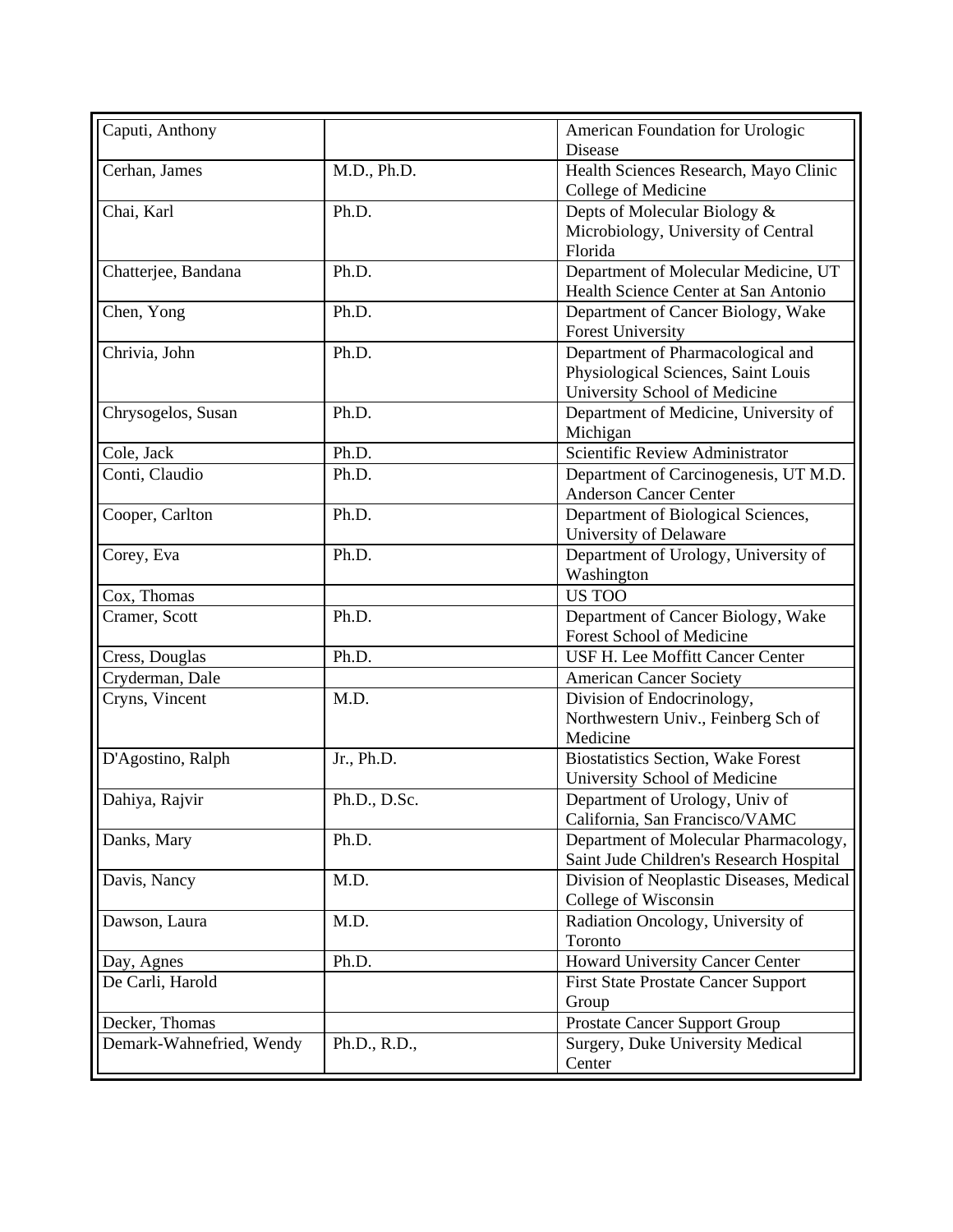| | | |
|---|---|---|
| Caputi, Anthony | | American Foundation for Urologic Disease |
| Cerhan, James | M.D., Ph.D. | Health Sciences Research, Mayo Clinic College of Medicine |
| Chai, Karl | Ph.D. | Depts of Molecular Biology & Microbiology, University of Central Florida |
| Chatterjee, Bandana | Ph.D. | Department of Molecular Medicine, UT Health Science Center at San Antonio |
| Chen, Yong | Ph.D. | Department of Cancer Biology, Wake Forest University |
| Chrivia, John | Ph.D. | Department of Pharmacological and Physiological Sciences, Saint Louis University School of Medicine |
| Chrysogelos, Susan | Ph.D. | Department of Medicine, University of Michigan |
| Cole, Jack | Ph.D. | Scientific Review Administrator |
| Conti, Claudio | Ph.D. | Department of Carcinogenesis, UT M.D. Anderson Cancer Center |
| Cooper, Carlton | Ph.D. | Department of Biological Sciences, University of Delaware |
| Corey, Eva | Ph.D. | Department of Urology, University of Washington |
| Cox, Thomas | | US TOO |
| Cramer, Scott | Ph.D. | Department of Cancer Biology, Wake Forest School of Medicine |
| Cress, Douglas | Ph.D. | USF H. Lee Moffitt Cancer Center |
| Cryderman, Dale | | American Cancer Society |
| Cryns, Vincent | M.D. | Division of Endocrinology, Northwestern Univ., Feinberg Sch of Medicine |
| D'Agostino, Ralph | Jr., Ph.D. | Biostatistics Section, Wake Forest University School of Medicine |
| Dahiya, Rajvir | Ph.D., D.Sc. | Department of Urology, Univ of California, San Francisco/VAMC |
| Danks, Mary | Ph.D. | Department of Molecular Pharmacology, Saint Jude Children's Research Hospital |
| Davis, Nancy | M.D. | Division of Neoplastic Diseases, Medical College of Wisconsin |
| Dawson, Laura | M.D. | Radiation Oncology, University of Toronto |
| Day, Agnes | Ph.D. | Howard University Cancer Center |
| De Carli, Harold | | First State Prostate Cancer Support Group |
| Decker, Thomas | | Prostate Cancer Support Group |
| Demark-Wahnefried, Wendy | Ph.D., R.D., | Surgery, Duke University Medical Center |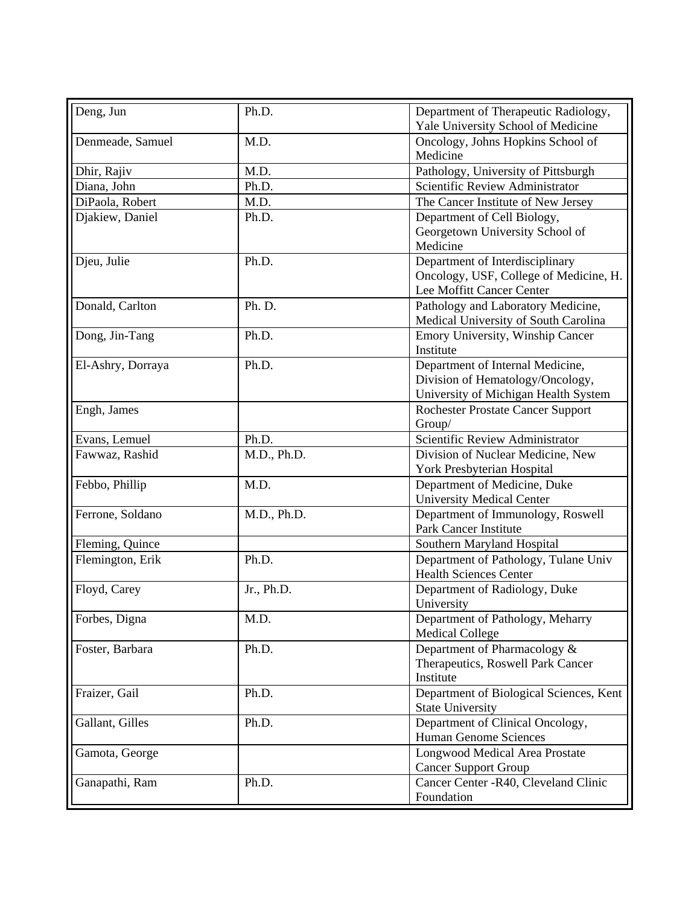| Deng, Jun | Ph.D. | Department of Therapeutic Radiology, Yale University School of Medicine |
|---|---|---|
| Denmeade, Samuel | M.D. | Oncology, Johns Hopkins School of Medicine |
| Dhir, Rajiv | M.D. | Pathology, University of Pittsburgh |
| Diana, John | Ph.D. | Scientific Review Administrator |
| DiPaola, Robert | M.D. | The Cancer Institute of New Jersey |
| Djakiew, Daniel | Ph.D. | Department of Cell Biology, Georgetown University School of Medicine |
| Djeu, Julie | Ph.D. | Department of Interdisciplinary Oncology, USF, College of Medicine, H. Lee Moffitt Cancer Center |
| Donald, Carlton | Ph. D. | Pathology and Laboratory Medicine, Medical University of South Carolina |
| Dong, Jin-Tang | Ph.D. | Emory University, Winship Cancer Institute |
| El-Ashry, Dorraya | Ph.D. | Department of Internal Medicine, Division of Hematology/Oncology, University of Michigan Health System |
| Engh, James | | Rochester Prostate Cancer Support Group/ |
| Evans, Lemuel | Ph.D. | Scientific Review Administrator |
| Fawwaz, Rashid | M.D., Ph.D. | Division of Nuclear Medicine, New York Presbyterian Hospital |
| Febbo, Phillip | M.D. | Department of Medicine, Duke University Medical Center |
| Ferrone, Soldano | M.D., Ph.D. | Department of Immunology, Roswell Park Cancer Institute |
| Fleming, Quince | | Southern Maryland Hospital |
| Flemington, Erik | Ph.D. | Department of Pathology, Tulane Univ Health Sciences Center |
| Floyd, Carey | Jr., Ph.D. | Department of Radiology, Duke University |
| Forbes, Digna | M.D. | Department of Pathology, Meharry Medical College |
| Foster, Barbara | Ph.D. | Department of Pharmacology & Therapeutics, Roswell Park Cancer Institute |
| Fraizer, Gail | Ph.D. | Department of Biological Sciences, Kent State University |
| Gallant, Gilles | Ph.D. | Department of Clinical Oncology, Human Genome Sciences |
| Gamota, George | | Longwood Medical Area Prostate Cancer Support Group |
| Ganapathi, Ram | Ph.D. | Cancer Center -R40, Cleveland Clinic Foundation |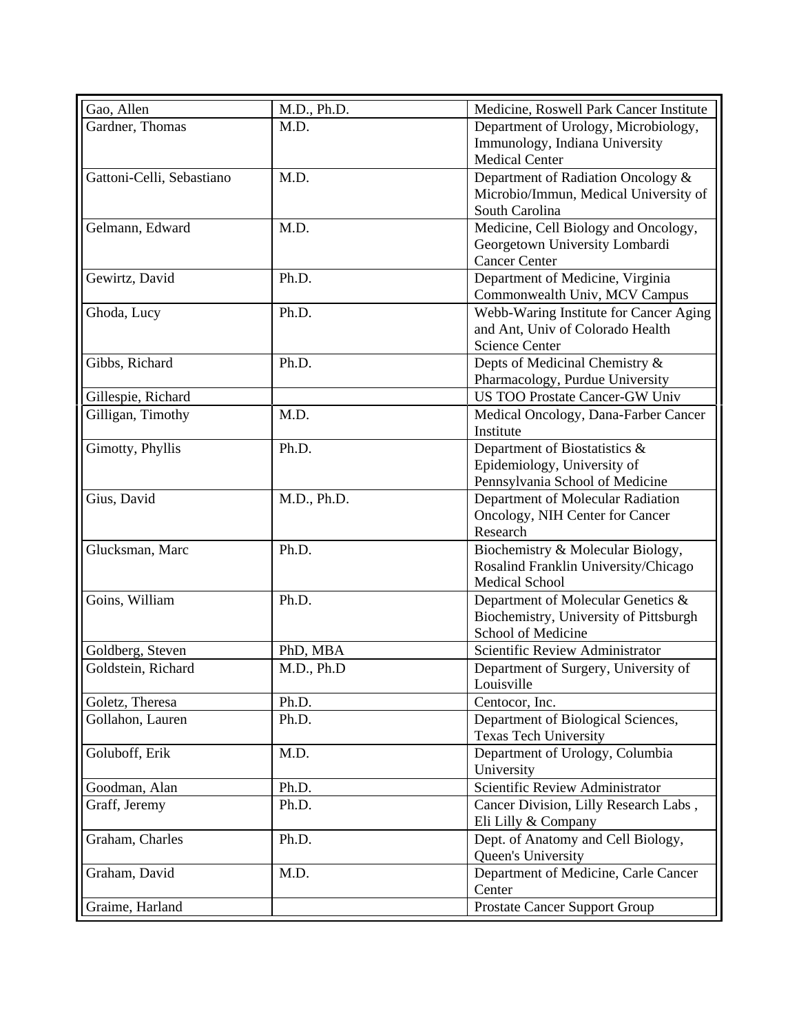| Gao, Allen | M.D., Ph.D. | Medicine, Roswell Park Cancer Institute |
|---|---|---|
| Gardner, Thomas | M.D. | Department of Urology, Microbiology, Immunology, Indiana University Medical Center |
| Gattoni-Celli, Sebastiano | M.D. | Department of Radiation Oncology & Microbio/Immun, Medical University of South Carolina |
| Gelmann, Edward | M.D. | Medicine, Cell Biology and Oncology, Georgetown University Lombardi Cancer Center |
| Gewirtz, David | Ph.D. | Department of Medicine, Virginia Commonwealth Univ, MCV Campus |
| Ghoda, Lucy | Ph.D. | Webb-Waring Institute for Cancer Aging and Ant, Univ of Colorado Health Science Center |
| Gibbs, Richard | Ph.D. | Depts of Medicinal Chemistry & Pharmacology, Purdue University |
| Gillespie, Richard | | US TOO Prostate Cancer-GW Univ |
| Gilligan, Timothy | M.D. | Medical Oncology, Dana-Farber Cancer Institute |
| Gimotty, Phyllis | Ph.D. | Department of Biostatistics & Epidemiology, University of Pennsylvania School of Medicine |
| Gius, David | M.D., Ph.D. | Department of Molecular Radiation Oncology, NIH Center for Cancer Research |
| Glucksman, Marc | Ph.D. | Biochemistry & Molecular Biology, Rosalind Franklin University/Chicago Medical School |
| Goins, William | Ph.D. | Department of Molecular Genetics & Biochemistry, University of Pittsburgh School of Medicine |
| Goldberg, Steven | PhD, MBA | Scientific Review Administrator |
| Goldstein, Richard | M.D., Ph.D | Department of Surgery, University of Louisville |
| Goletz, Theresa | Ph.D. | Centocor, Inc. |
| Gollahon, Lauren | Ph.D. | Department of Biological Sciences, Texas Tech University |
| Goluboff, Erik | M.D. | Department of Urology, Columbia University |
| Goodman, Alan | Ph.D. | Scientific Review Administrator |
| Graff, Jeremy | Ph.D. | Cancer Division, Lilly Research Labs , Eli Lilly & Company |
| Graham, Charles | Ph.D. | Dept. of Anatomy and Cell Biology, Queen's University |
| Graham, David | M.D. | Department of Medicine, Carle Cancer Center |
| Graime, Harland | | Prostate Cancer Support Group |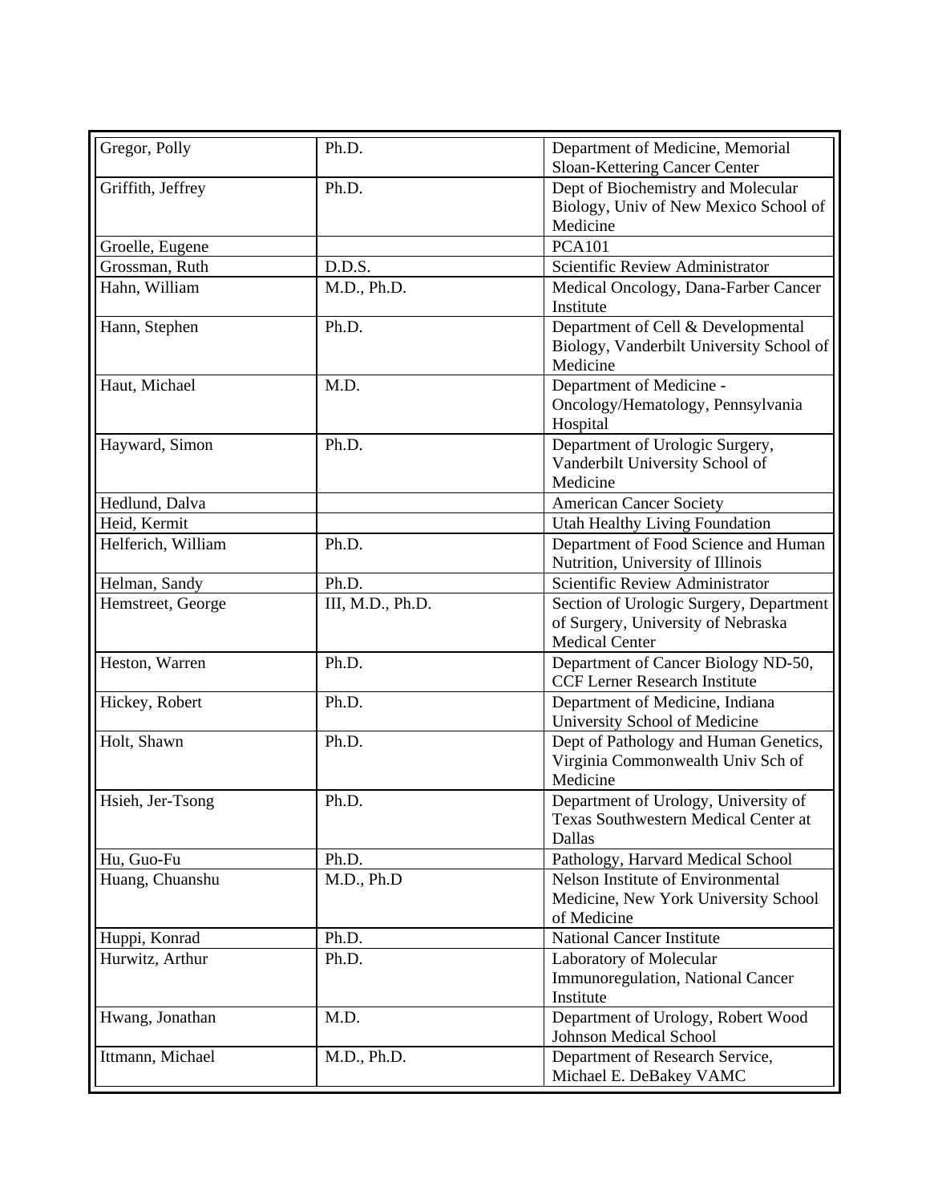| | | |
|---|---|---|
| Gregor, Polly | Ph.D. | Department of Medicine, Memorial Sloan-Kettering Cancer Center |
| Griffith, Jeffrey | Ph.D. | Dept of Biochemistry and Molecular Biology, Univ of New Mexico School of Medicine |
| Groelle, Eugene | | PCA101 |
| Grossman, Ruth | D.D.S. | Scientific Review Administrator |
| Hahn, William | M.D., Ph.D. | Medical Oncology, Dana-Farber Cancer Institute |
| Hann, Stephen | Ph.D. | Department of Cell & Developmental Biology, Vanderbilt University School of Medicine |
| Haut, Michael | M.D. | Department of Medicine - Oncology/Hematology, Pennsylvania Hospital |
| Hayward, Simon | Ph.D. | Department of Urologic Surgery, Vanderbilt University School of Medicine |
| Hedlund, Dalva | | American Cancer Society |
| Heid, Kermit | | Utah Healthy Living Foundation |
| Helferich, William | Ph.D. | Department of Food Science and Human Nutrition, University of Illinois |
| Helman, Sandy | Ph.D. | Scientific Review Administrator |
| Hemstreet, George | III, M.D., Ph.D. | Section of Urologic Surgery, Department of Surgery, University of Nebraska Medical Center |
| Heston, Warren | Ph.D. | Department of Cancer Biology ND-50, CCF Lerner Research Institute |
| Hickey, Robert | Ph.D. | Department of Medicine, Indiana University School of Medicine |
| Holt, Shawn | Ph.D. | Dept of Pathology and Human Genetics, Virginia Commonwealth Univ Sch of Medicine |
| Hsieh, Jer-Tsong | Ph.D. | Department of Urology, University of Texas Southwestern Medical Center at Dallas |
| Hu, Guo-Fu | Ph.D. | Pathology, Harvard Medical School |
| Huang, Chuanshu | M.D., Ph.D | Nelson Institute of Environmental Medicine, New York University School of Medicine |
| Huppi, Konrad | Ph.D. | National Cancer Institute |
| Hurwitz, Arthur | Ph.D. | Laboratory of Molecular Immunoregulation, National Cancer Institute |
| Hwang, Jonathan | M.D. | Department of Urology, Robert Wood Johnson Medical School |
| Ittmann, Michael | M.D., Ph.D. | Department of Research Service, Michael E. DeBakey VAMC |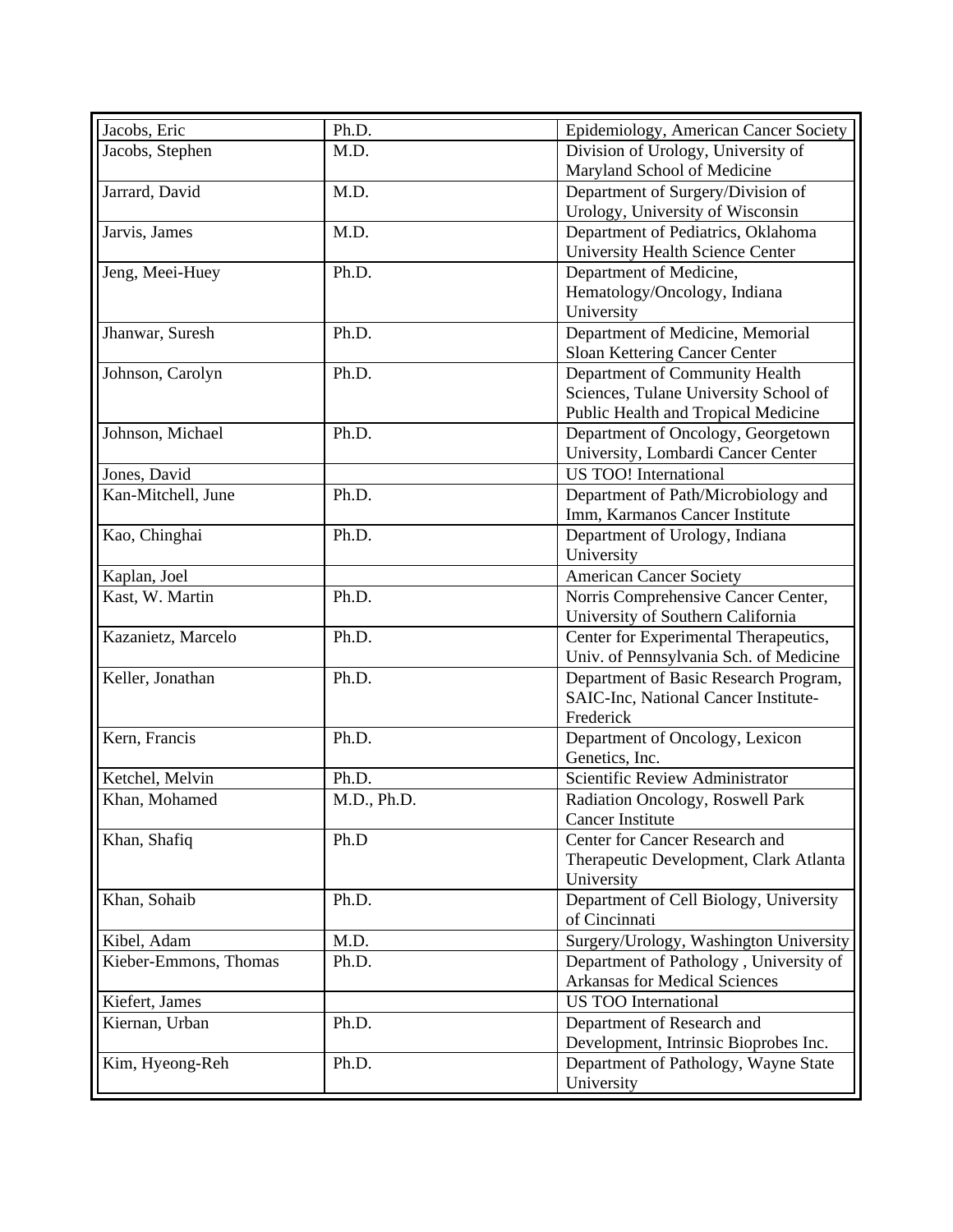| Jacobs, Eric | Ph.D. | Epidemiology, American Cancer Society |
|---|---|---|
| Jacobs, Stephen | M.D. | Division of Urology, University of Maryland School of Medicine |
| Jarrard, David | M.D. | Department of Surgery/Division of Urology, University of Wisconsin |
| Jarvis, James | M.D. | Department of Pediatrics, Oklahoma University Health Science Center |
| Jeng, Meei-Huey | Ph.D. | Department of Medicine, Hematology/Oncology, Indiana University |
| Jhanwar, Suresh | Ph.D. | Department of Medicine, Memorial Sloan Kettering Cancer Center |
| Johnson, Carolyn | Ph.D. | Department of Community Health Sciences, Tulane University School of Public Health and Tropical Medicine |
| Johnson, Michael | Ph.D. | Department of Oncology, Georgetown University, Lombardi Cancer Center |
| Jones, David | | US TOO! International |
| Kan-Mitchell, June | Ph.D. | Department of Path/Microbiology and Imm, Karmanos Cancer Institute |
| Kao, Chinghai | Ph.D. | Department of Urology, Indiana University |
| Kaplan, Joel | | American Cancer Society |
| Kast, W. Martin | Ph.D. | Norris Comprehensive Cancer Center, University of Southern California |
| Kazanietz, Marcelo | Ph.D. | Center for Experimental Therapeutics, Univ. of Pennsylvania Sch. of Medicine |
| Keller, Jonathan | Ph.D. | Department of Basic Research Program, SAIC-Inc, National Cancer Institute-Frederick |
| Kern, Francis | Ph.D. | Department of Oncology, Lexicon Genetics, Inc. |
| Ketchel, Melvin | Ph.D. | Scientific Review Administrator |
| Khan, Mohamed | M.D., Ph.D. | Radiation Oncology, Roswell Park Cancer Institute |
| Khan, Shafiq | Ph.D | Center for Cancer Research and Therapeutic Development, Clark Atlanta University |
| Khan, Sohaib | Ph.D. | Department of Cell Biology, University of Cincinnati |
| Kibel, Adam | M.D. | Surgery/Urology, Washington University |
| Kieber-Emmons, Thomas | Ph.D. | Department of Pathology , University of Arkansas for Medical Sciences |
| Kiefert, James | | US TOO International |
| Kiernan, Urban | Ph.D. | Department of Research and Development, Intrinsic Bioprobes Inc. |
| Kim, Hyeong-Reh | Ph.D. | Department of Pathology, Wayne State University |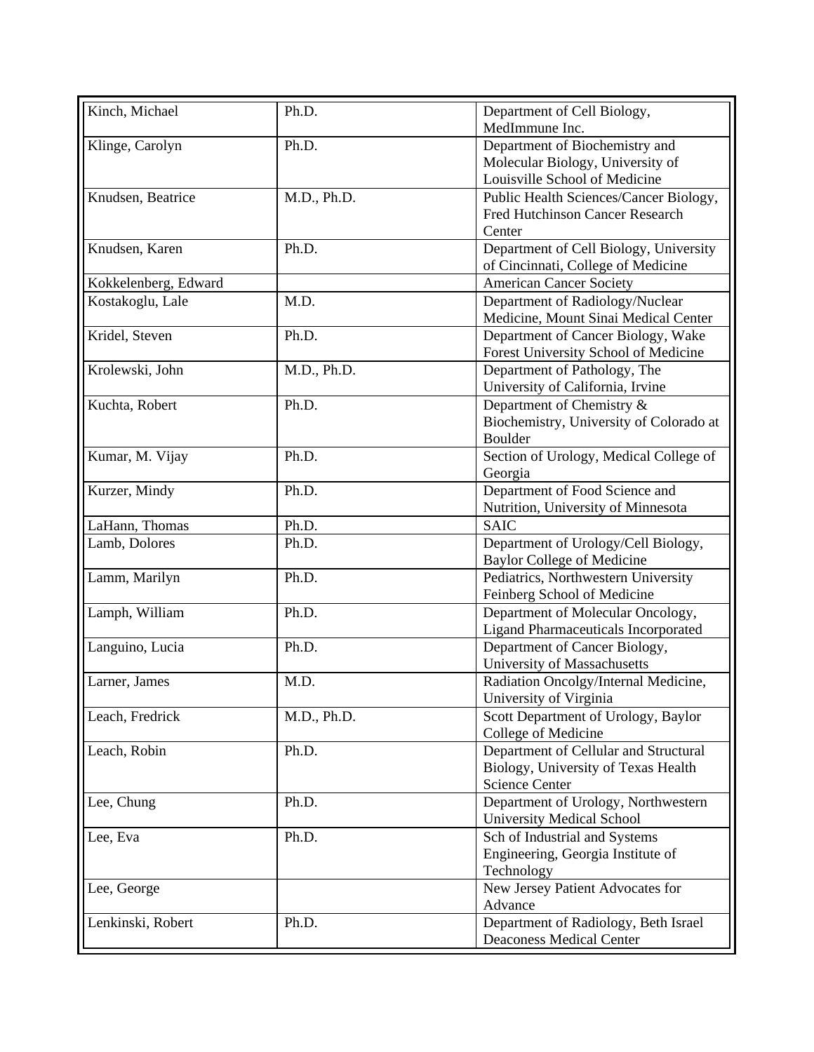| | | |
|---|---|---|
| Kinch, Michael | Ph.D. | Department of Cell Biology, MedImmune Inc. |
| Klinge, Carolyn | Ph.D. | Department of Biochemistry and Molecular Biology, University of Louisville School of Medicine |
| Knudsen, Beatrice | M.D., Ph.D. | Public Health Sciences/Cancer Biology, Fred Hutchinson Cancer Research Center |
| Knudsen, Karen | Ph.D. | Department of Cell Biology, University of Cincinnati, College of Medicine |
| Kokkelenberg, Edward | | American Cancer Society |
| Kostakoglu, Lale | M.D. | Department of Radiology/Nuclear Medicine, Mount Sinai Medical Center |
| Kridel, Steven | Ph.D. | Department of Cancer Biology, Wake Forest University School of Medicine |
| Krolewski, John | M.D., Ph.D. | Department of Pathology, The University of California, Irvine |
| Kuchta, Robert | Ph.D. | Department of Chemistry & Biochemistry, University of Colorado at Boulder |
| Kumar, M. Vijay | Ph.D. | Section of Urology, Medical College of Georgia |
| Kurzer, Mindy | Ph.D. | Department of Food Science and Nutrition, University of Minnesota |
| LaHann, Thomas | Ph.D. | SAIC |
| Lamb, Dolores | Ph.D. | Department of Urology/Cell Biology, Baylor College of Medicine |
| Lamm, Marilyn | Ph.D. | Pediatrics, Northwestern University Feinberg School of Medicine |
| Lamph, William | Ph.D. | Department of Molecular Oncology, Ligand Pharmaceuticals Incorporated |
| Languino, Lucia | Ph.D. | Department of Cancer Biology, University of Massachusetts |
| Larner, James | M.D. | Radiation Oncolgy/Internal Medicine, University of Virginia |
| Leach, Fredrick | M.D., Ph.D. | Scott Department of Urology, Baylor College of Medicine |
| Leach, Robin | Ph.D. | Department of Cellular and Structural Biology, University of Texas Health Science Center |
| Lee, Chung | Ph.D. | Department of Urology, Northwestern University Medical School |
| Lee, Eva | Ph.D. | Sch of Industrial and Systems Engineering, Georgia Institute of Technology |
| Lee, George | | New Jersey Patient Advocates for Advance |
| Lenkinski, Robert | Ph.D. | Department of Radiology, Beth Israel Deaconess Medical Center |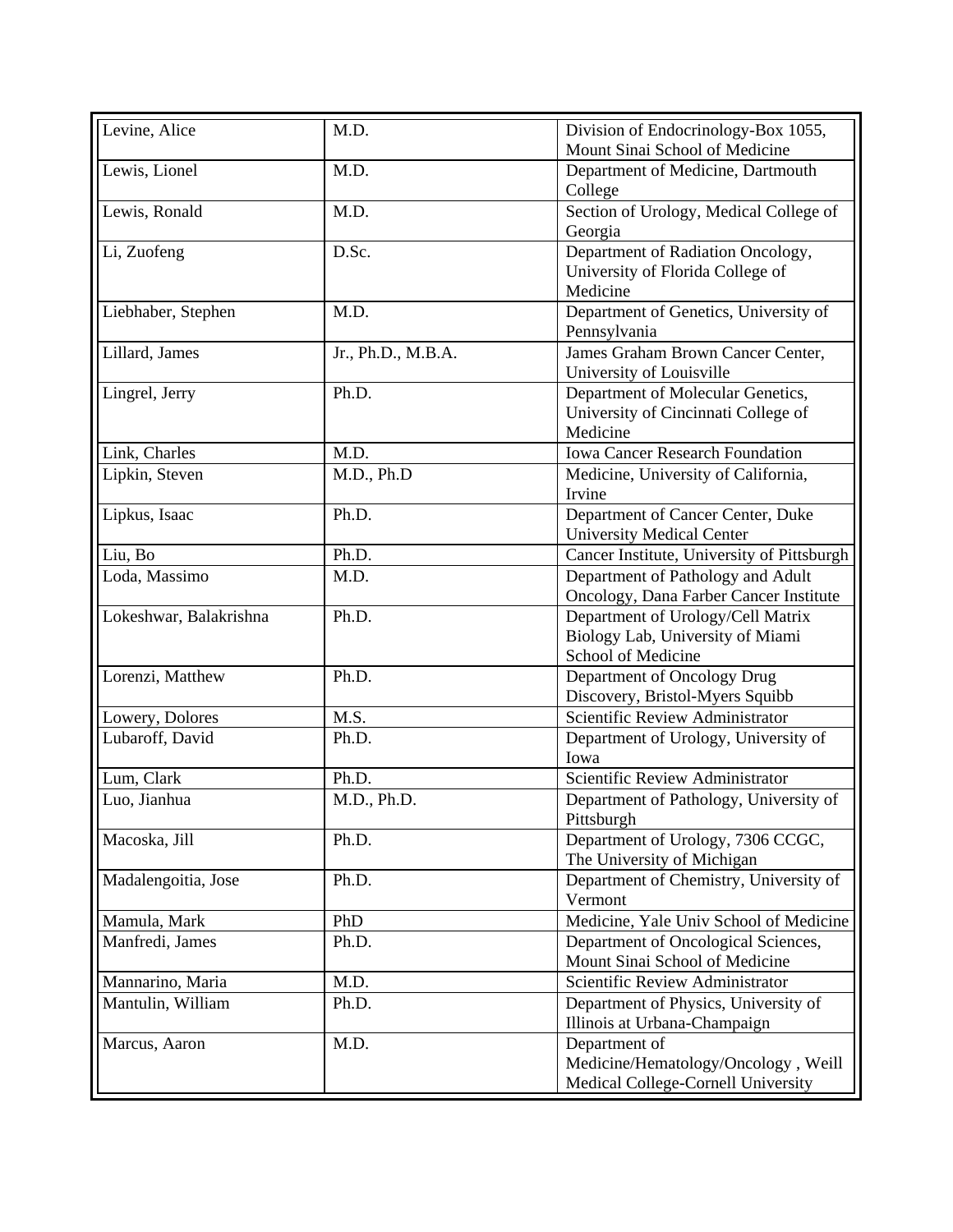| Levine, Alice | M.D. | Division of Endocrinology-Box 1055, Mount Sinai School of Medicine |
|---|---|---|
| Lewis, Lionel | M.D. | Department of Medicine, Dartmouth College |
| Lewis, Ronald | M.D. | Section of Urology, Medical College of Georgia |
| Li, Zuofeng | D.Sc. | Department of Radiation Oncology, University of Florida College of Medicine |
| Liebhaber, Stephen | M.D. | Department of Genetics, University of Pennsylvania |
| Lillard, James | Jr., Ph.D., M.B.A. | James Graham Brown Cancer Center, University of Louisville |
| Lingrel, Jerry | Ph.D. | Department of Molecular Genetics, University of Cincinnati College of Medicine |
| Link, Charles | M.D. | Iowa Cancer Research Foundation |
| Lipkin, Steven | M.D., Ph.D | Medicine, University of California, Irvine |
| Lipkus, Isaac | Ph.D. | Department of Cancer Center, Duke University Medical Center |
| Liu, Bo | Ph.D. | Cancer Institute, University of Pittsburgh |
| Loda, Massimo | M.D. | Department of Pathology and Adult Oncology, Dana Farber Cancer Institute |
| Lokeshwar, Balakrishna | Ph.D. | Department of Urology/Cell Matrix Biology Lab, University of Miami School of Medicine |
| Lorenzi, Matthew | Ph.D. | Department of Oncology Drug Discovery, Bristol-Myers Squibb |
| Lowery, Dolores | M.S. | Scientific Review Administrator |
| Lubaroff, David | Ph.D. | Department of Urology, University of Iowa |
| Lum, Clark | Ph.D. | Scientific Review Administrator |
| Luo, Jianhua | M.D., Ph.D. | Department of Pathology, University of Pittsburgh |
| Macoska, Jill | Ph.D. | Department of Urology, 7306 CCGC, The University of Michigan |
| Madalengoitia, Jose | Ph.D. | Department of Chemistry, University of Vermont |
| Mamula, Mark | PhD | Medicine, Yale Univ School of Medicine |
| Manfredi, James | Ph.D. | Department of Oncological Sciences, Mount Sinai School of Medicine |
| Mannarino, Maria | M.D. | Scientific Review Administrator |
| Mantulin, William | Ph.D. | Department of Physics, University of Illinois at Urbana-Champaign |
| Marcus, Aaron | M.D. | Department of Medicine/Hematology/Oncology , Weill Medical College-Cornell University |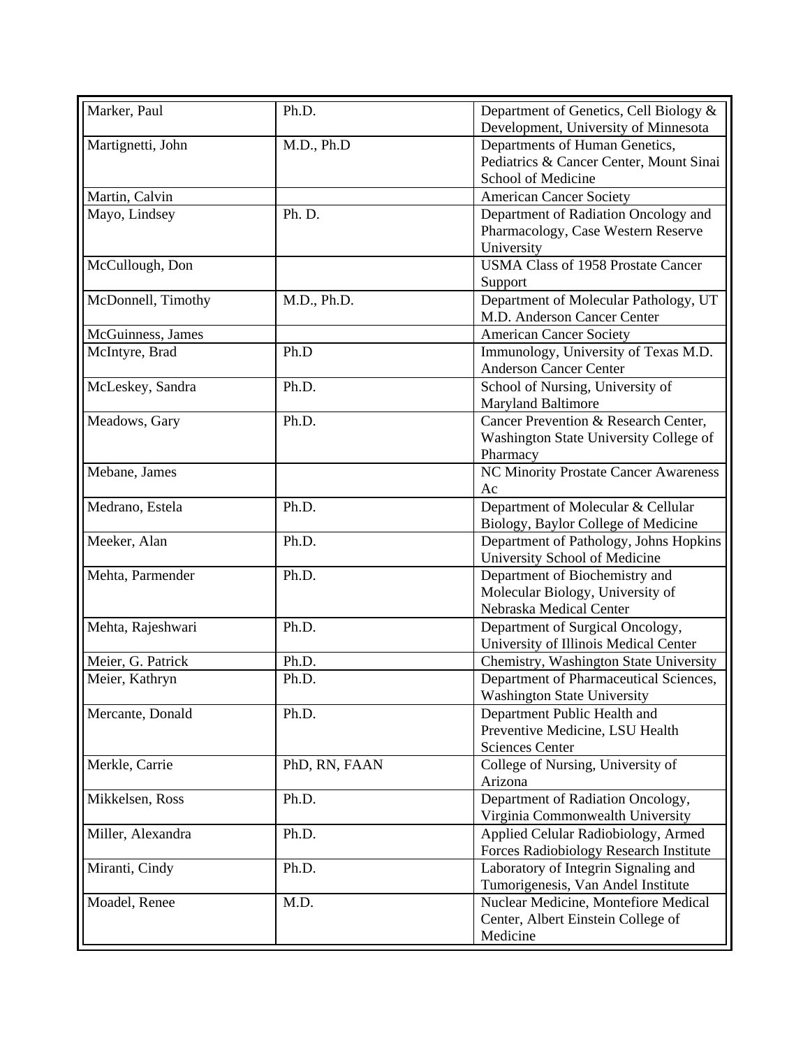| Marker, Paul | Ph.D. | Department of Genetics, Cell Biology & Development, University of Minnesota |
|---|---|---|
| Martignetti, John | M.D., Ph.D | Departments of Human Genetics, Pediatrics & Cancer Center, Mount Sinai School of Medicine |
| Martin, Calvin | | American Cancer Society |
| Mayo, Lindsey | Ph. D. | Department of Radiation Oncology and Pharmacology, Case Western Reserve University |
| McCullough, Don | | USMA Class of 1958 Prostate Cancer Support |
| McDonnell, Timothy | M.D., Ph.D. | Department of Molecular Pathology, UT M.D. Anderson Cancer Center |
| McGuinness, James | | American Cancer Society |
| McIntyre, Brad | Ph.D | Immunology, University of Texas M.D. Anderson Cancer Center |
| McLeskey, Sandra | Ph.D. | School of Nursing, University of Maryland Baltimore |
| Meadows, Gary | Ph.D. | Cancer Prevention & Research Center, Washington State University College of Pharmacy |
| Mebane, James | | NC Minority Prostate Cancer Awareness Ac |
| Medrano, Estela | Ph.D. | Department of Molecular & Cellular Biology, Baylor College of Medicine |
| Meeker, Alan | Ph.D. | Department of Pathology, Johns Hopkins University School of Medicine |
| Mehta, Parmender | Ph.D. | Department of Biochemistry and Molecular Biology, University of Nebraska Medical Center |
| Mehta, Rajeshwari | Ph.D. | Department of Surgical Oncology, University of Illinois Medical Center |
| Meier, G. Patrick | Ph.D. | Chemistry, Washington State University |
| Meier, Kathryn | Ph.D. | Department of Pharmaceutical Sciences, Washington State University |
| Mercante, Donald | Ph.D. | Department Public Health and Preventive Medicine, LSU Health Sciences Center |
| Merkle, Carrie | PhD, RN, FAAN | College of Nursing, University of Arizona |
| Mikkelsen, Ross | Ph.D. | Department of Radiation Oncology, Virginia Commonwealth University |
| Miller, Alexandra | Ph.D. | Applied Celular Radiobiology, Armed Forces Radiobiology Research Institute |
| Miranti, Cindy | Ph.D. | Laboratory of Integrin Signaling and Tumorigenesis, Van Andel Institute |
| Moadel, Renee | M.D. | Nuclear Medicine, Montefiore Medical Center, Albert Einstein College of Medicine |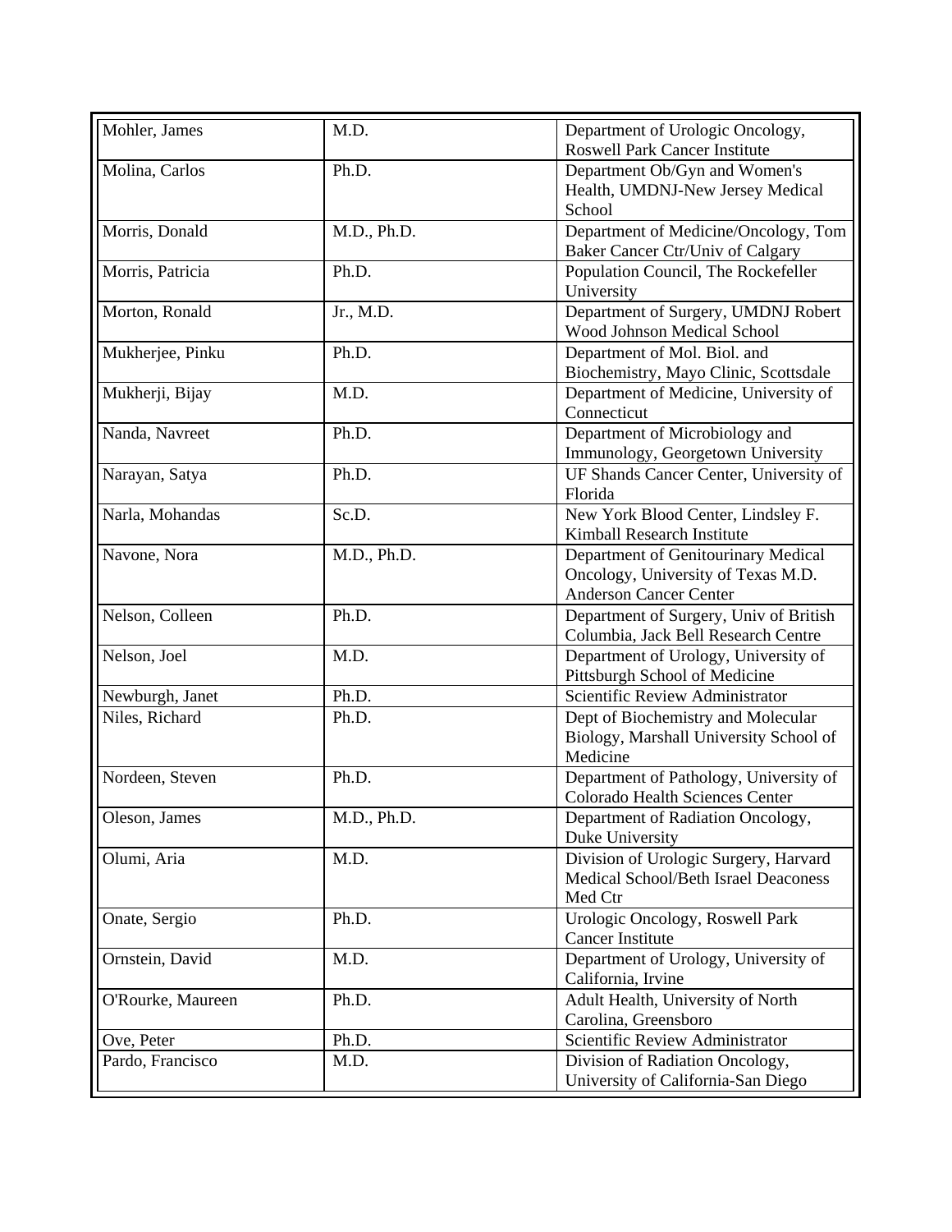| | | |
|---|---|---|
| Mohler, James | M.D. | Department of Urologic Oncology, Roswell Park Cancer Institute |
| Molina, Carlos | Ph.D. | Department Ob/Gyn and Women's Health, UMDNJ-New Jersey Medical School |
| Morris, Donald | M.D., Ph.D. | Department of Medicine/Oncology, Tom Baker Cancer Ctr/Univ of Calgary |
| Morris, Patricia | Ph.D. | Population Council, The Rockefeller University |
| Morton, Ronald | Jr., M.D. | Department of Surgery, UMDNJ Robert Wood Johnson Medical School |
| Mukherjee, Pinku | Ph.D. | Department of Mol. Biol. and Biochemistry, Mayo Clinic, Scottsdale |
| Mukherji, Bijay | M.D. | Department of Medicine, University of Connecticut |
| Nanda, Navreet | Ph.D. | Department of Microbiology and Immunology, Georgetown University |
| Narayan, Satya | Ph.D. | UF Shands Cancer Center, University of Florida |
| Narla, Mohandas | Sc.D. | New York Blood Center, Lindsley F. Kimball Research Institute |
| Navone, Nora | M.D., Ph.D. | Department of Genitourinary Medical Oncology, University of Texas M.D. Anderson Cancer Center |
| Nelson, Colleen | Ph.D. | Department of Surgery, Univ of British Columbia, Jack Bell Research Centre |
| Nelson, Joel | M.D. | Department of Urology, University of Pittsburgh School of Medicine |
| Newburgh, Janet | Ph.D. | Scientific Review Administrator |
| Niles, Richard | Ph.D. | Dept of Biochemistry and Molecular Biology, Marshall University School of Medicine |
| Nordeen, Steven | Ph.D. | Department of Pathology, University of Colorado Health Sciences Center |
| Oleson, James | M.D., Ph.D. | Department of Radiation Oncology, Duke University |
| Olumi, Aria | M.D. | Division of Urologic Surgery, Harvard Medical School/Beth Israel Deaconess Med Ctr |
| Onate, Sergio | Ph.D. | Urologic Oncology, Roswell Park Cancer Institute |
| Ornstein, David | M.D. | Department of Urology, University of California, Irvine |
| O'Rourke, Maureen | Ph.D. | Adult Health, University of North Carolina, Greensboro |
| Ove, Peter | Ph.D. | Scientific Review Administrator |
| Pardo, Francisco | M.D. | Division of Radiation Oncology, University of California-San Diego |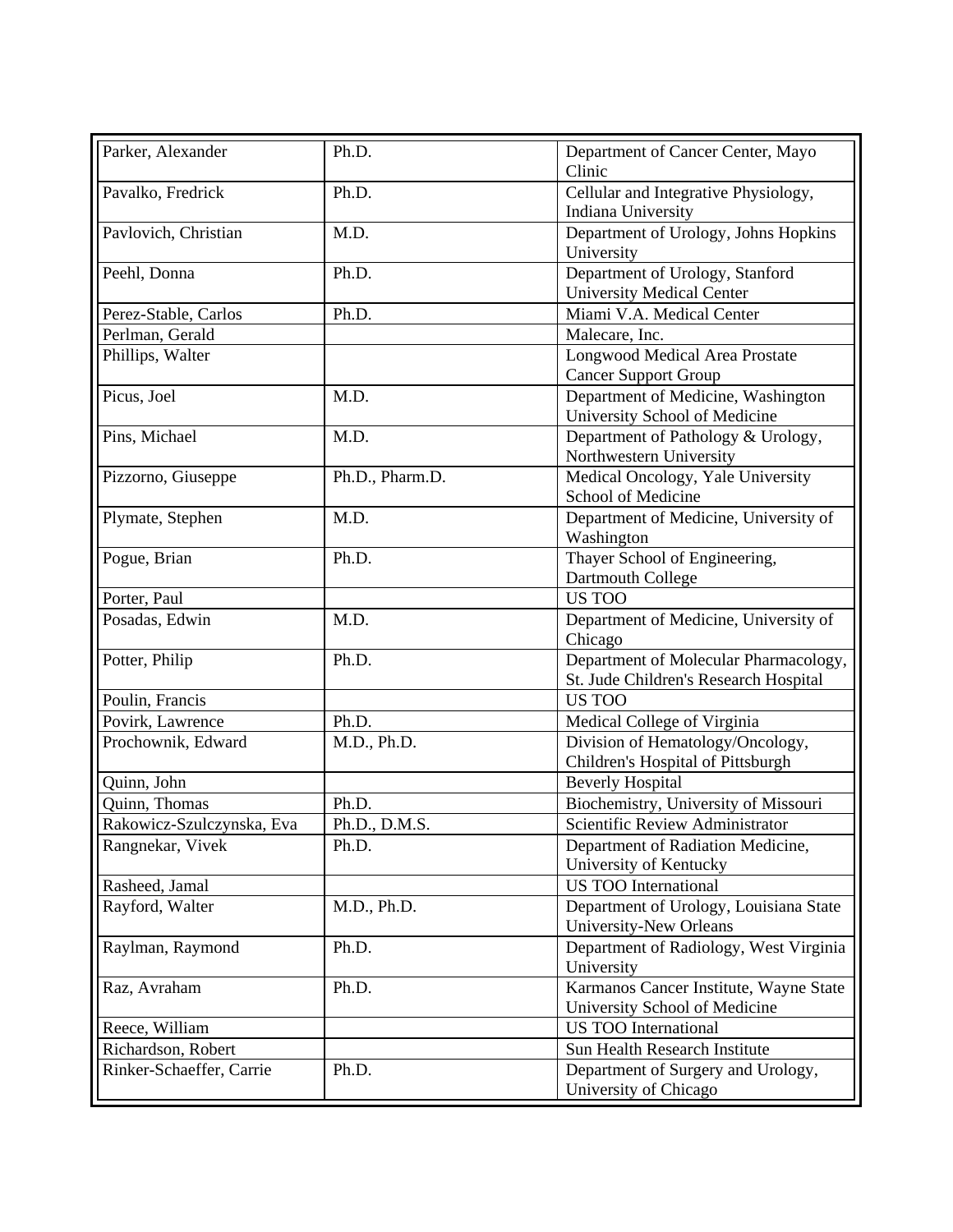| Parker, Alexander | Ph.D. | Department of Cancer Center, Mayo Clinic |
|---|---|---|
| Pavalko, Fredrick | Ph.D. | Cellular and Integrative Physiology, Indiana University |
| Pavlovich, Christian | M.D. | Department of Urology, Johns Hopkins University |
| Peehl, Donna | Ph.D. | Department of Urology, Stanford University Medical Center |
| Perez-Stable, Carlos | Ph.D. | Miami V.A. Medical Center |
| Perlman, Gerald | | Malecare, Inc. |
| Phillips, Walter | | Longwood Medical Area Prostate Cancer Support Group |
| Picus, Joel | M.D. | Department of Medicine, Washington University School of Medicine |
| Pins, Michael | M.D. | Department of Pathology & Urology, Northwestern University |
| Pizzorno, Giuseppe | Ph.D., Pharm.D. | Medical Oncology, Yale University School of Medicine |
| Plymate, Stephen | M.D. | Department of Medicine, University of Washington |
| Pogue, Brian | Ph.D. | Thayer School of Engineering, Dartmouth College |
| Porter, Paul | | US TOO |
| Posadas, Edwin | M.D. | Department of Medicine, University of Chicago |
| Potter, Philip | Ph.D. | Department of Molecular Pharmacology, St. Jude Children's Research Hospital |
| Poulin, Francis | | US TOO |
| Povirk, Lawrence | Ph.D. | Medical College of Virginia |
| Prochownik, Edward | M.D., Ph.D. | Division of Hematology/Oncology, Children's Hospital of Pittsburgh |
| Quinn, John | | Beverly Hospital |
| Quinn, Thomas | Ph.D. | Biochemistry, University of Missouri |
| Rakowicz-Szulczynska, Eva | Ph.D., D.M.S. | Scientific Review Administrator |
| Rangnekar, Vivek | Ph.D. | Department of Radiation Medicine, University of Kentucky |
| Rasheed, Jamal | | US TOO International |
| Rayford, Walter | M.D., Ph.D. | Department of Urology, Louisiana State University-New Orleans |
| Raylman, Raymond | Ph.D. | Department of Radiology, West Virginia University |
| Raz, Avraham | Ph.D. | Karmanos Cancer Institute, Wayne State University School of Medicine |
| Reece, William | | US TOO International |
| Richardson, Robert | | Sun Health Research Institute |
| Rinker-Schaeffer, Carrie | Ph.D. | Department of Surgery and Urology, University of Chicago |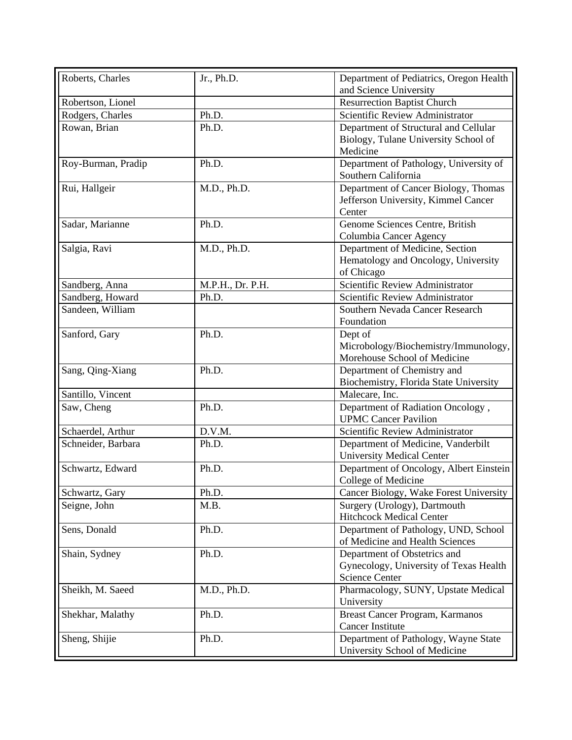| | | |
|---|---|---|
| Roberts, Charles | Jr., Ph.D. | Department of Pediatrics, Oregon Health and Science University |
| Robertson, Lionel | | Resurrection Baptist Church |
| Rodgers, Charles | Ph.D. | Scientific Review Administrator |
| Rowan, Brian | Ph.D. | Department of Structural and Cellular Biology, Tulane University School of Medicine |
| Roy-Burman, Pradip | Ph.D. | Department of Pathology, University of Southern California |
| Rui, Hallgeir | M.D., Ph.D. | Department of Cancer Biology, Thomas Jefferson University, Kimmel Cancer Center |
| Sadar, Marianne | Ph.D. | Genome Sciences Centre, British Columbia Cancer Agency |
| Salgia, Ravi | M.D., Ph.D. | Department of Medicine, Section Hematology and Oncology, University of Chicago |
| Sandberg, Anna | M.P.H., Dr. P.H. | Scientific Review Administrator |
| Sandberg, Howard | Ph.D. | Scientific Review Administrator |
| Sandeen, William | | Southern Nevada Cancer Research Foundation |
| Sanford, Gary | Ph.D. | Dept of Microbology/Biochemistry/Immunology, Morehouse School of Medicine |
| Sang, Qing-Xiang | Ph.D. | Department of Chemistry and Biochemistry, Florida State University |
| Santillo, Vincent | | Malecare, Inc. |
| Saw, Cheng | Ph.D. | Department of Radiation Oncology , UPMC Cancer Pavilion |
| Schaerdel, Arthur | D.V.M. | Scientific Review Administrator |
| Schneider, Barbara | Ph.D. | Department of Medicine, Vanderbilt University Medical Center |
| Schwartz, Edward | Ph.D. | Department of Oncology, Albert Einstein College of Medicine |
| Schwartz, Gary | Ph.D. | Cancer Biology, Wake Forest University |
| Seigne, John | M.B. | Surgery (Urology), Dartmouth Hitchcock Medical Center |
| Sens, Donald | Ph.D. | Department of Pathology, UND, School of Medicine and Health Sciences |
| Shain, Sydney | Ph.D. | Department of Obstetrics and Gynecology, University of Texas Health Science Center |
| Sheikh, M. Saeed | M.D., Ph.D. | Pharmacology, SUNY, Upstate Medical University |
| Shekhar, Malathy | Ph.D. | Breast Cancer Program, Karmanos Cancer Institute |
| Sheng, Shijie | Ph.D. | Department of Pathology, Wayne State University School of Medicine |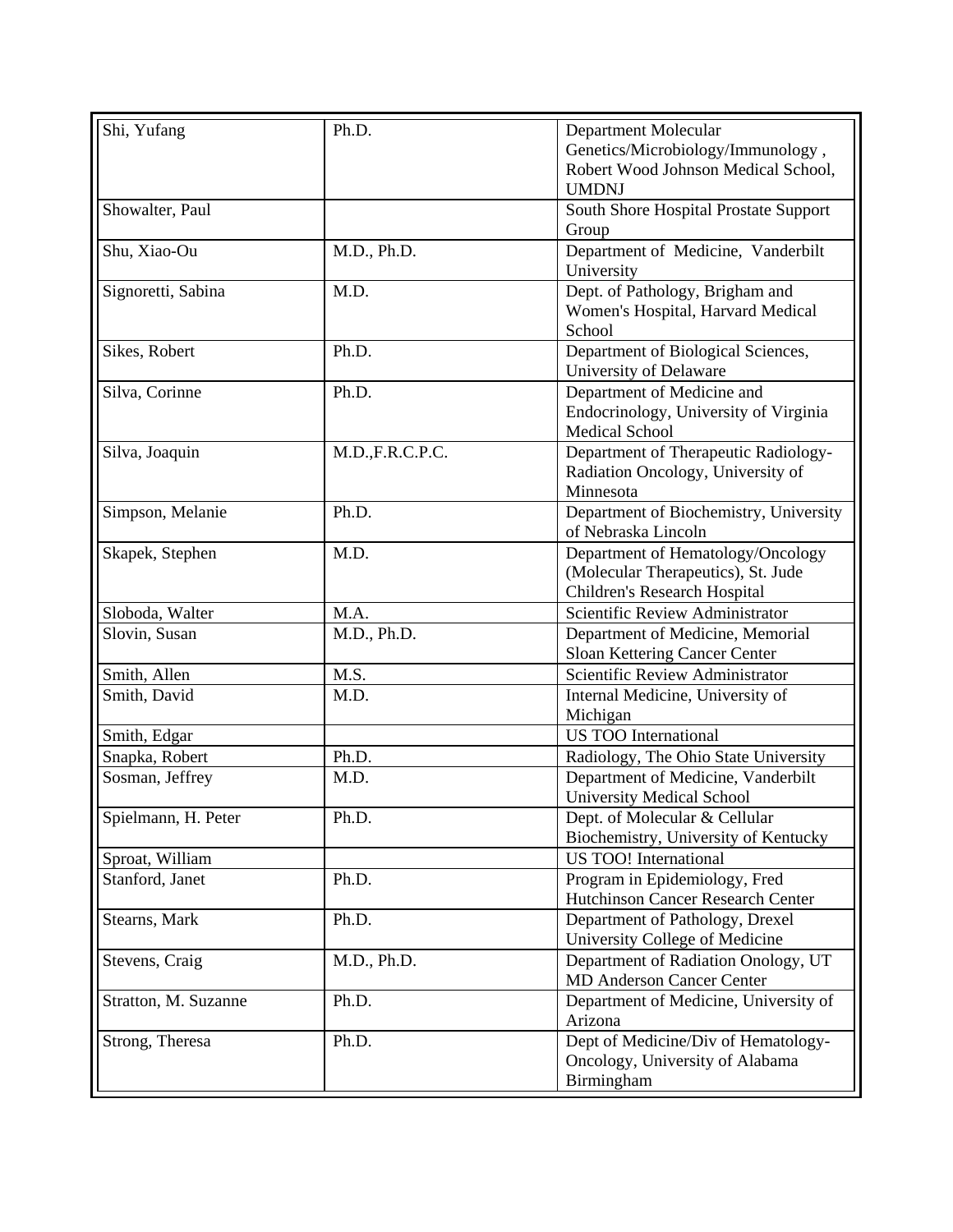| Shi, Yufang | Ph.D. | Department Molecular Genetics/Microbiology/Immunology , Robert Wood Johnson Medical School, UMDNJ |
|---|---|---|
| Showalter, Paul | | South Shore Hospital Prostate Support Group |
| Shu, Xiao-Ou | M.D., Ph.D. | Department of Medicine, Vanderbilt University |
| Signoretti, Sabina | M.D. | Dept. of Pathology, Brigham and Women's Hospital, Harvard Medical School |
| Sikes, Robert | Ph.D. | Department of Biological Sciences, University of Delaware |
| Silva, Corinne | Ph.D. | Department of Medicine and Endocrinology, University of Virginia Medical School |
| Silva, Joaquin | M.D.,F.R.C.P.C. | Department of Therapeutic Radiology-Radiation Oncology, University of Minnesota |
| Simpson, Melanie | Ph.D. | Department of Biochemistry, University of Nebraska Lincoln |
| Skapek, Stephen | M.D. | Department of Hematology/Oncology (Molecular Therapeutics), St. Jude Children's Research Hospital |
| Sloboda, Walter | M.A. | Scientific Review Administrator |
| Slovin, Susan | M.D., Ph.D. | Department of Medicine, Memorial Sloan Kettering Cancer Center |
| Smith, Allen | M.S. | Scientific Review Administrator |
| Smith, David | M.D. | Internal Medicine, University of Michigan |
| Smith, Edgar | | US TOO International |
| Snapka, Robert | Ph.D. | Radiology, The Ohio State University |
| Sosman, Jeffrey | M.D. | Department of Medicine, Vanderbilt University Medical School |
| Spielmann, H. Peter | Ph.D. | Dept. of Molecular & Cellular Biochemistry, University of Kentucky |
| Sproat, William | | US TOO! International |
| Stanford, Janet | Ph.D. | Program in Epidemiology, Fred Hutchinson Cancer Research Center |
| Stearns, Mark | Ph.D. | Department of Pathology, Drexel University College of Medicine |
| Stevens, Craig | M.D., Ph.D. | Department of Radiation Onology, UT MD Anderson Cancer Center |
| Stratton, M. Suzanne | Ph.D. | Department of Medicine, University of Arizona |
| Strong, Theresa | Ph.D. | Dept of Medicine/Div of Hematology-Oncology, University of Alabama Birmingham |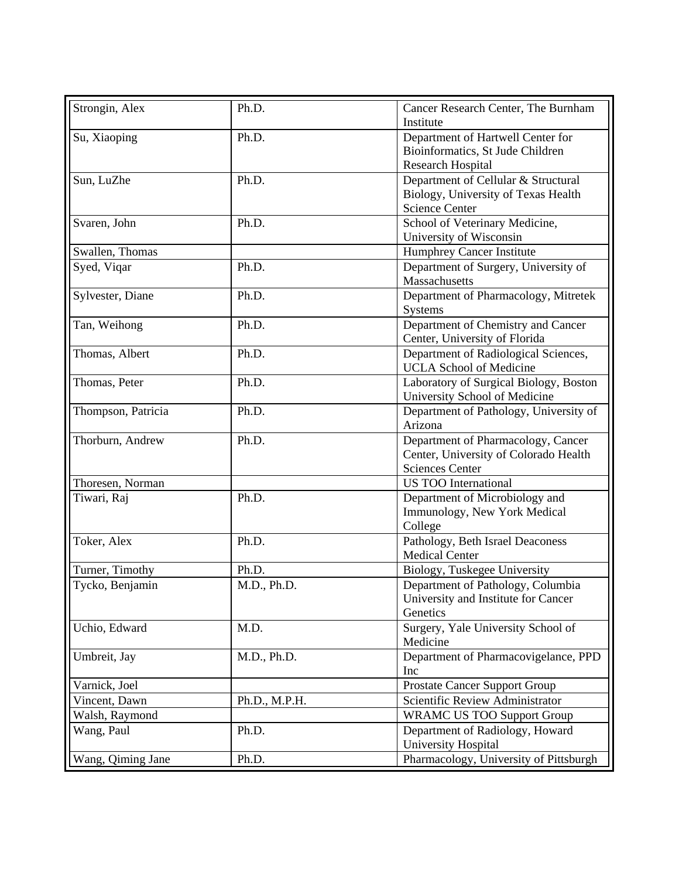| Strongin, Alex | Ph.D. | Cancer Research Center, The Burnham Institute |
|---|---|---|
| Su, Xiaoping | Ph.D. | Department of Hartwell Center for Bioinformatics, St Jude Children Research Hospital |
| Sun, LuZhe | Ph.D. | Department of Cellular & Structural Biology, University of Texas Health Science Center |
| Svaren, John | Ph.D. | School of Veterinary Medicine, University of Wisconsin |
| Swallen, Thomas | | Humphrey Cancer Institute |
| Syed, Viqar | Ph.D. | Department of Surgery, University of Massachusetts |
| Sylvester, Diane | Ph.D. | Department of Pharmacology, Mitretek Systems |
| Tan, Weihong | Ph.D. | Department of Chemistry and Cancer Center, University of Florida |
| Thomas, Albert | Ph.D. | Department of Radiological Sciences, UCLA School of Medicine |
| Thomas, Peter | Ph.D. | Laboratory of Surgical Biology, Boston University School of Medicine |
| Thompson, Patricia | Ph.D. | Department of Pathology, University of Arizona |
| Thorburn, Andrew | Ph.D. | Department of Pharmacology, Cancer Center, University of Colorado Health Sciences Center |
| Thoresen, Norman | | US TOO International |
| Tiwari, Raj | Ph.D. | Department of Microbiology and Immunology, New York Medical College |
| Toker, Alex | Ph.D. | Pathology, Beth Israel Deaconess Medical Center |
| Turner, Timothy | Ph.D. | Biology, Tuskegee University |
| Tycko, Benjamin | M.D., Ph.D. | Department of Pathology, Columbia University and Institute for Cancer Genetics |
| Uchio, Edward | M.D. | Surgery, Yale University School of Medicine |
| Umbreit, Jay | M.D., Ph.D. | Department of Pharmacovigelance, PPD Inc |
| Varnick, Joel | | Prostate Cancer Support Group |
| Vincent, Dawn | Ph.D., M.P.H. | Scientific Review Administrator |
| Walsh, Raymond | | WRAMC US TOO Support Group |
| Wang, Paul | Ph.D. | Department of Radiology, Howard University Hospital |
| Wang, Qiming Jane | Ph.D. | Pharmacology, University of Pittsburgh |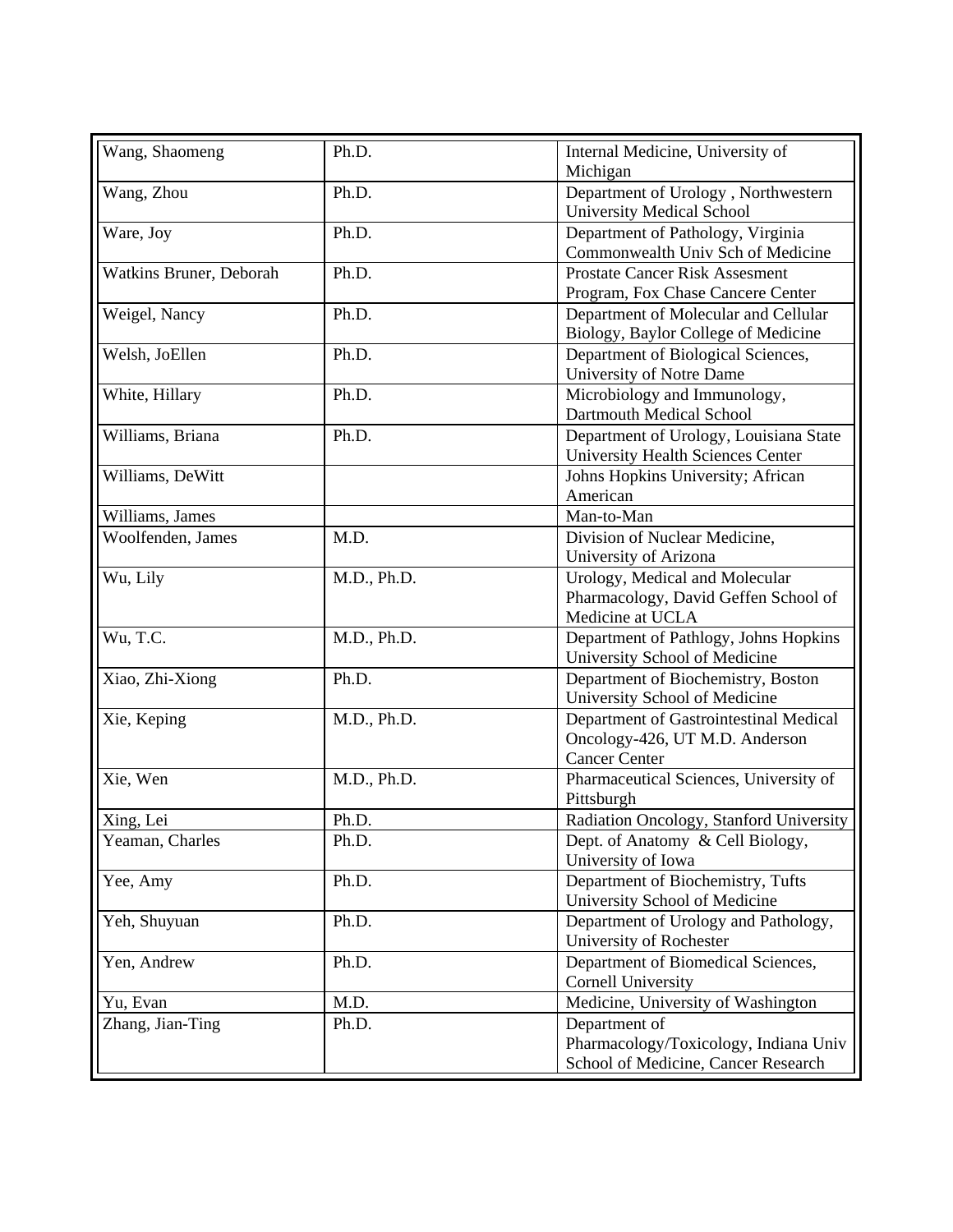| Wang, Shaomeng | Ph.D. | Internal Medicine, University of Michigan |
|---|---|---|
| Wang, Zhou | Ph.D. | Department of Urology , Northwestern University Medical School |
| Ware, Joy | Ph.D. | Department of Pathology, Virginia Commonwealth Univ Sch of Medicine |
| Watkins Bruner, Deborah | Ph.D. | Prostate Cancer Risk Assesment Program, Fox Chase Cancere Center |
| Weigel, Nancy | Ph.D. | Department of Molecular and Cellular Biology, Baylor College of Medicine |
| Welsh, JoEllen | Ph.D. | Department of Biological Sciences, University of Notre Dame |
| White, Hillary | Ph.D. | Microbiology and Immunology, Dartmouth Medical School |
| Williams, Briana | Ph.D. | Department of Urology, Louisiana State University Health Sciences Center |
| Williams, DeWitt | | Johns Hopkins University; African American |
| Williams, James | | Man-to-Man |
| Woolfenden, James | M.D. | Division of Nuclear Medicine, University of Arizona |
| Wu, Lily | M.D., Ph.D. | Urology, Medical and Molecular Pharmacology, David Geffen School of Medicine at UCLA |
| Wu, T.C. | M.D., Ph.D. | Department of Pathlogy, Johns Hopkins University School of Medicine |
| Xiao, Zhi-Xiong | Ph.D. | Department of Biochemistry, Boston University School of Medicine |
| Xie, Keping | M.D., Ph.D. | Department of Gastrointestinal Medical Oncology-426, UT M.D. Anderson Cancer Center |
| Xie, Wen | M.D., Ph.D. | Pharmaceutical Sciences, University of Pittsburgh |
| Xing, Lei | Ph.D. | Radiation Oncology, Stanford University |
| Yeaman, Charles | Ph.D. | Dept. of Anatomy & Cell Biology, University of Iowa |
| Yee, Amy | Ph.D. | Department of Biochemistry, Tufts University School of Medicine |
| Yeh, Shuyuan | Ph.D. | Department of Urology and Pathology, University of Rochester |
| Yen, Andrew | Ph.D. | Department of Biomedical Sciences, Cornell University |
| Yu, Evan | M.D. | Medicine, University of Washington |
| Zhang, Jian-Ting | Ph.D. | Department of Pharmacology/Toxicology, Indiana Univ School of Medicine, Cancer Research |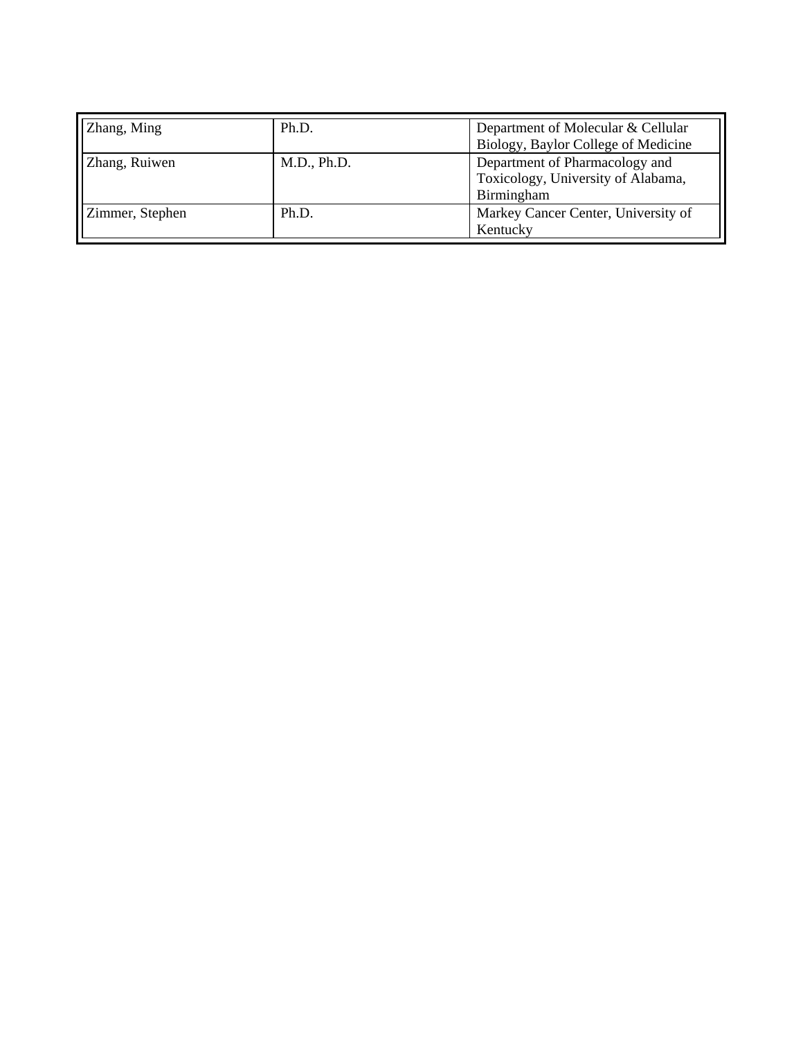| | | |
|---|---|---|
| Zhang, Ming | Ph.D. | Department of Molecular & Cellular Biology, Baylor College of Medicine |
| Zhang, Ruiwen | M.D., Ph.D. | Department of Pharmacology and Toxicology, University of Alabama, Birmingham |
| Zimmer, Stephen | Ph.D. | Markey Cancer Center, University of Kentucky |